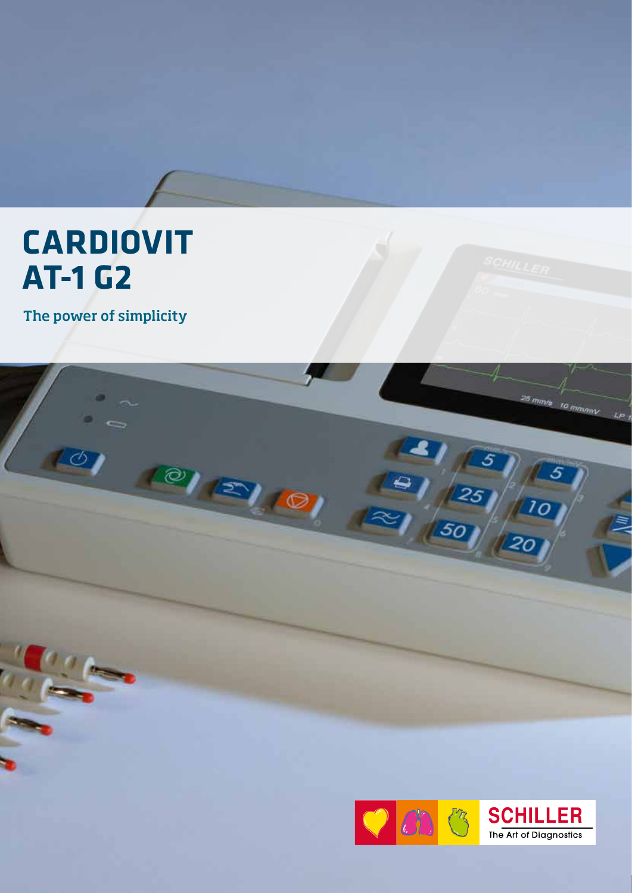# CARDIOVIT AT-1 G2

The power of simplicity

SCHILLER
The Art of Diagnostics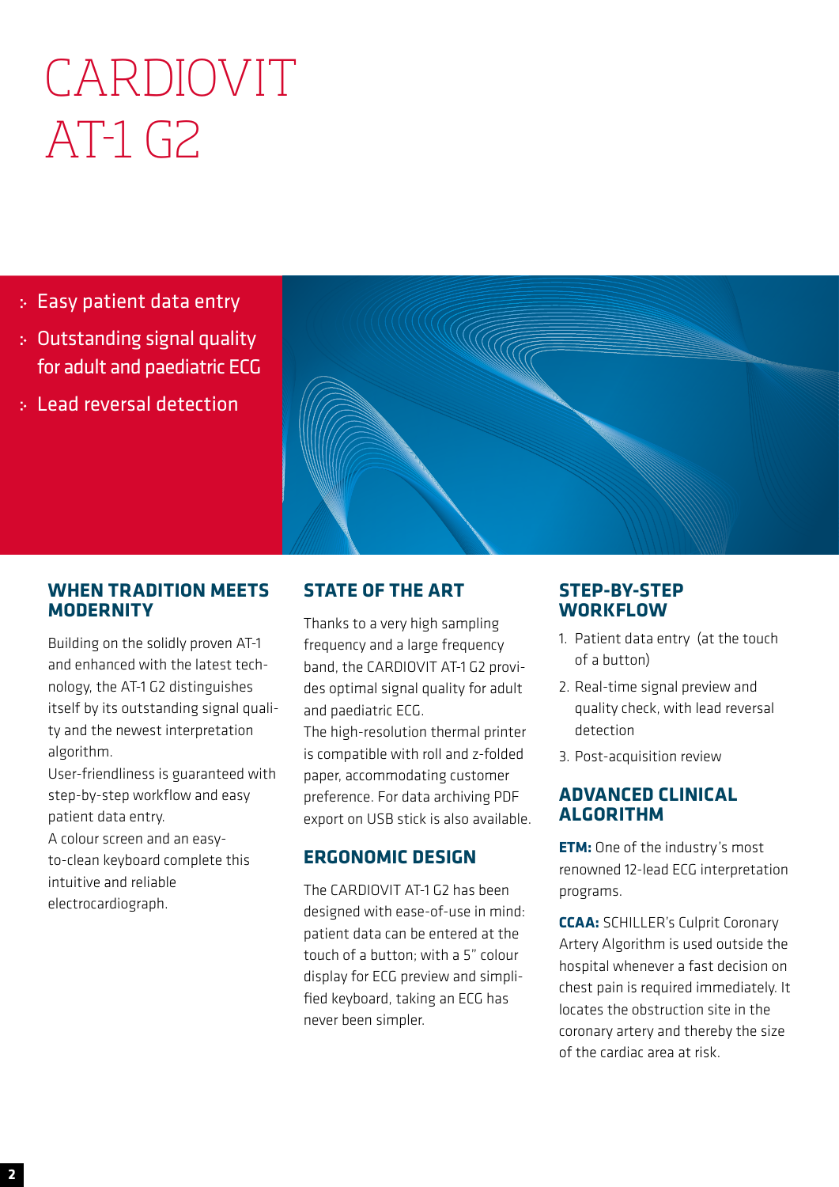# CARDIOVIT AT-1 G2

- Easy patient data entry
- Outstanding signal quality for adult and paediatric ECG
- Lead reversal detection

## WHEN TRADITION MEETS MODERNITY

Building on the solidly proven AT-1 and enhanced with the latest technology, the AT-1 G2 distinguishes itself by its outstanding signal quality and the newest interpretation algorithm.
User-friendliness is guaranteed with step-by-step workflow and easy patient data entry.
A colour screen and an easy-to-clean keyboard complete this intuitive and reliable electrocardiograph.

## STATE OF THE ART

Thanks to a very high sampling frequency and a large frequency band, the CARDIOVIT AT-1 G2 provides optimal signal quality for adult and paediatric ECG.
The high-resolution thermal printer is compatible with roll and z-folded paper, accommodating customer preference. For data archiving PDF export on USB stick is also available.

## ERGONOMIC DESIGN

The CARDIOVIT AT-1 G2 has been designed with ease-of-use in mind: patient data can be entered at the touch of a button; with a 5" colour display for ECG preview and simplified keyboard, taking an ECG has never been simpler.

## STEP-BY-STEP WORKFLOW

1. Patient data entry (at the touch of a button)
2. Real-time signal preview and quality check, with lead reversal detection
3. Post-acquisition review

## ADVANCED CLINICAL ALGORITHM

**ETM:** One of the industry's most renowned 12-lead ECG interpretation programs.

**CCAA:** SCHILLER's Culprit Coronary Artery Algorithm is used outside the hospital whenever a fast decision on chest pain is required immediately. It locates the obstruction site in the coronary artery and thereby the size of the cardiac area at risk.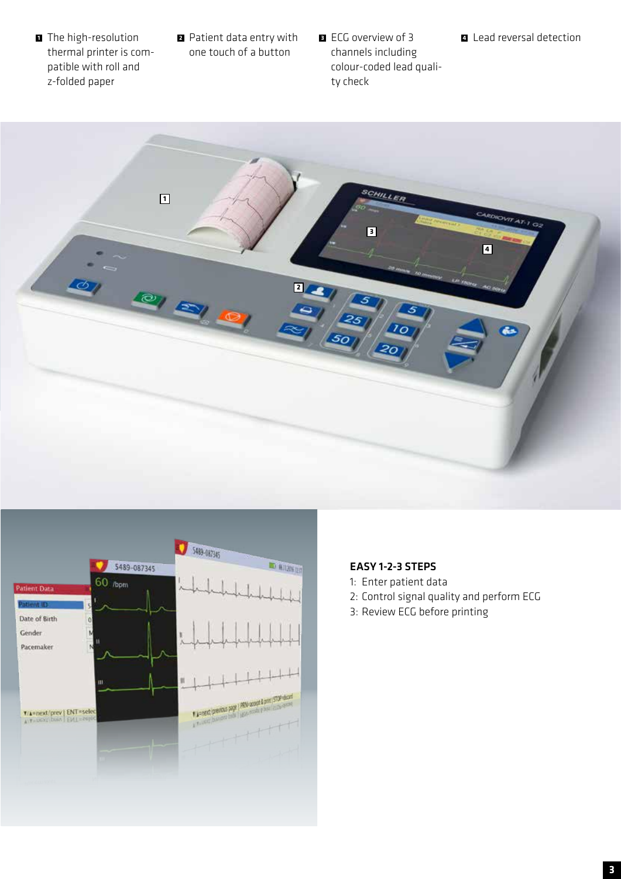**1** The high-resolution thermal printer is compatible with roll and z-folded paper

**2** Patient data entry with one touch of a button

**3** ECG overview of 3 channels including colour-coded lead quality check

**4** Lead reversal detection

**EASY 1-2-3 STEPS**

1: Enter patient data
2: Control signal quality and perform ECG
3: Review ECG before printing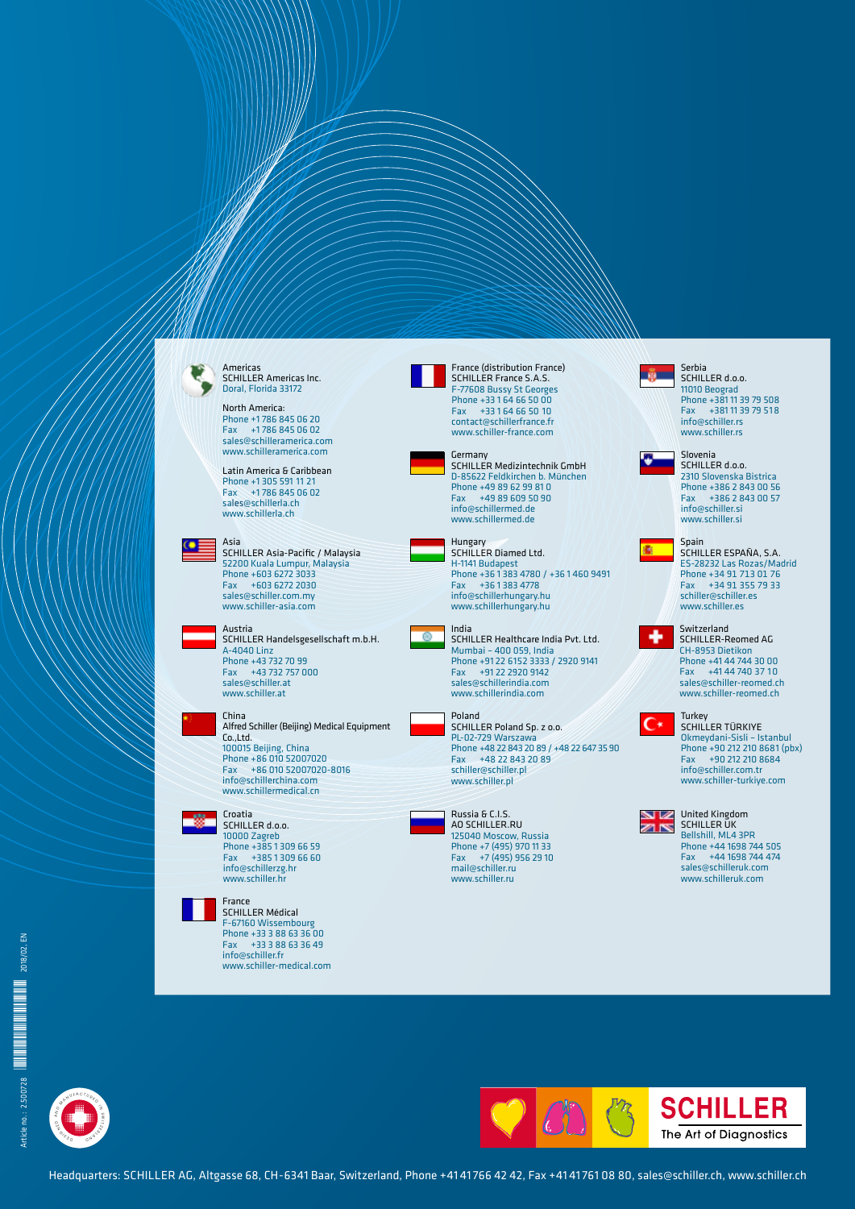Americas
SCHILLER Americas Inc.
Doral, Florida 33172

North America:
Phone +1 786 845 06 20
Fax +1 786 845 06 02
sales@schilleramerica.com
www.schilleramerica.com

Latin America & Caribbean
Phone +1 305 591 11 21
Fax +1 786 845 06 02
sales@schillerla.ch
www.schillerla.ch

Asia
SCHILLER Asia-Pacific / Malaysia
52200 Kuala Lumpur, Malaysia
Phone +603 6272 3033
Fax +603 6272 2030
sales@schiller.com.my
www.schiller-asia.com

Austria
SCHILLER Handelsgesellschaft m.b.H.
A-4040 Linz
Phone +43 732 70 99
Fax +43 732 757 000
sales@schiller.at
www.schiller.at

China
Alfred Schiller (Beijing) Medical Equipment Co.,Ltd.
100015 Beijing, China
Phone +86 010 52007020
Fax +86 010 52007020-8016
info@schillerchina.com
www.schillermedical.cn

Croatia
SCHILLER d.o.o.
10000 Zagreb
Phone +385 1 309 66 59
Fax +385 1 309 66 60
info@schillerzg.hr
www.schiller.hr

France
SCHILLER Médical
F-67160 Wissembourg
Phone +33 3 88 63 36 00
Fax +33 3 88 63 36 49
info@schiller.fr
www.schiller-medical.com

France (distribution France)
SCHILLER France S.A.S.
F-77608 Bussy St Georges
Phone +33 1 64 66 50 00
Fax +33 1 64 66 50 10
contact@schillerfrance.fr
www.schiller-france.com

Germany
SCHILLER Medizintechnik GmbH
D-85622 Feldkirchen b. München
Phone +49 89 62 99 81 0
Fax +49 89 609 50 90
info@schillermed.de
www.schillermed.de

Hungary
SCHILLER Diamed Ltd.
H-1141 Budapest
Phone +36 1 383 4780 / +36 1 460 9491
Fax +36 1 383 4778
info@schillerhungary.hu
www.schillerhungary.hu

India
SCHILLER Healthcare India Pvt. Ltd.
Mumbai – 400 059, India
Phone +91 22 6152 3333 / 2920 9141
Fax +91 22 2920 9142
sales@schillerindia.com
www.schillerindia.com

Poland
SCHILLER Poland Sp. z o.o.
PL-02-729 Warszawa
Phone +48 22 843 20 89 / +48 22 647 35 90
Fax +48 22 843 20 89
schiller@schiller.pl
www.schiller.pl

Russia & C.I.S.
AO SCHILLER.RU
125040 Moscow, Russia
Phone +7 (495) 970 11 33
Fax +7 (495) 956 29 10
mail@schiller.ru
www.schiller.ru

Serbia
SCHILLER d.o.o.
11010 Beograd
Phone +381 11 39 79 508
Fax +381 11 39 79 518
info@schiller.rs
www.schiller.rs

Slovenia
SCHILLER d.o.o.
2310 Slovenska Bistrica
Phone +386 2 843 00 56
Fax +386 2 843 00 57
info@schiller.si
www.schiller.si

Spain
SCHILLER ESPAÑA, S.A.
ES-28232 Las Rozas/Madrid
Phone +34 91 713 01 76
Fax +34 91 355 79 33
schiller@schiller.es
www.schiller.es

Switzerland
SCHILLER-Reomed AG
CH-8953 Dietikon
Phone +41 44 744 30 00
Fax +41 44 740 37 10
sales@schiller-reomed.ch
www.schiller-reomed.ch

Turkey
SCHILLER TÜRKIYE
Okmeydani-Sisli – Istanbul
Phone +90 212 210 8681 (pbx)
Fax +90 212 210 8684
info@schiller.com.tr
www.schiller-turkiye.com

United Kingdom
SCHILLER UK
Bellshill, ML4 3PR
Phone +44 1698 744 505
Fax +44 1698 744 474
sales@schilleruk.com
www.schilleruk.com

Article no.: 2.500728 2018/02, EN

SCHILLER
The Art of Diagnostics

Headquarters: SCHILLER AG, Altgasse 68, CH-6341 Baar, Switzerland, Phone +41 41 766 42 42, Fax +41 41 761 08 80, sales@schiller.ch, www.schiller.ch